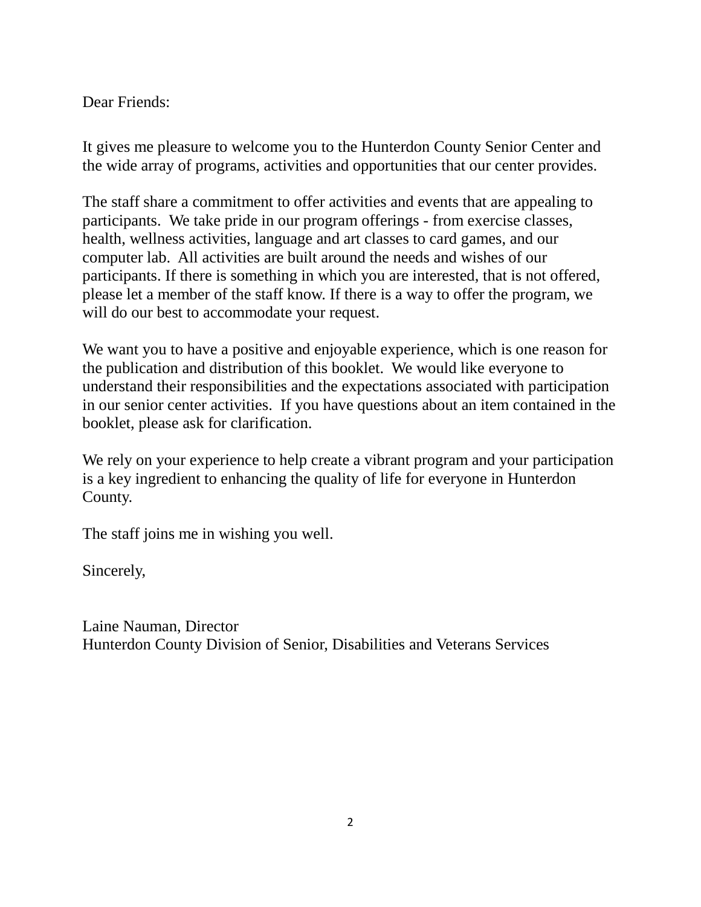Dear Friends:

It gives me pleasure to welcome you to the Hunterdon County Senior Center and the wide array of programs, activities and opportunities that our center provides.

The staff share a commitment to offer activities and events that are appealing to participants. We take pride in our program offerings - from exercise classes, health, wellness activities, language and art classes to card games, and our computer lab. All activities are built around the needs and wishes of our participants. If there is something in which you are interested, that is not offered, please let a member of the staff know. If there is a way to offer the program, we will do our best to accommodate your request.

We want you to have a positive and enjoyable experience, which is one reason for the publication and distribution of this booklet. We would like everyone to understand their responsibilities and the expectations associated with participation in our senior center activities. If you have questions about an item contained in the booklet, please ask for clarification.

We rely on your experience to help create a vibrant program and your participation is a key ingredient to enhancing the quality of life for everyone in Hunterdon County.

The staff joins me in wishing you well.

Sincerely,

Laine Nauman, Director
Hunterdon County Division of Senior, Disabilities and Veterans Services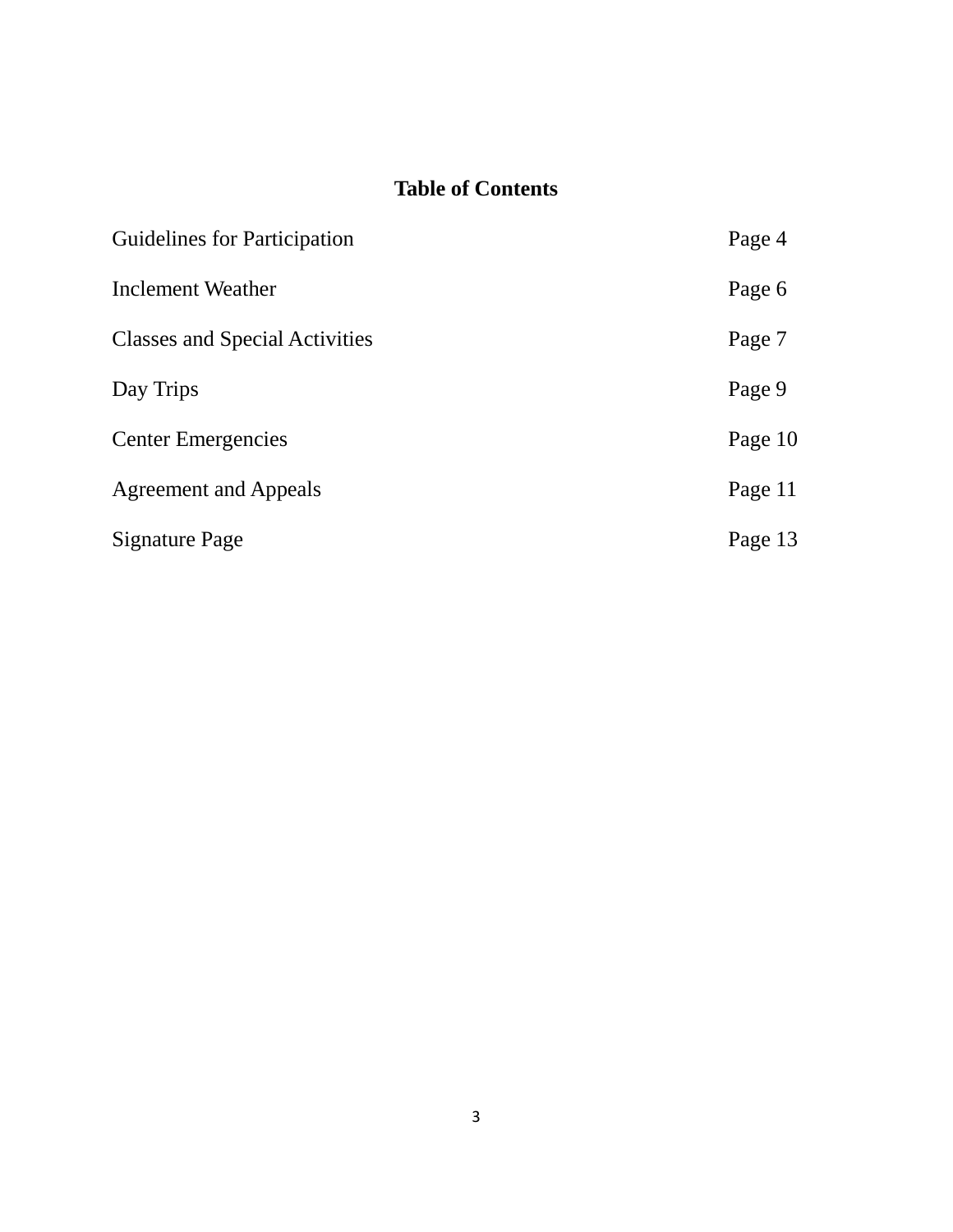# Table of Contents

| | |
|---|---|
| Guidelines for Participation | Page 4 |
| Inclement Weather | Page 6 |
| Classes and Special Activities | Page 7 |
| Day Trips | Page 9 |
| Center Emergencies | Page 10 |
| Agreement and Appeals | Page 11 |
| Signature Page | Page 13 |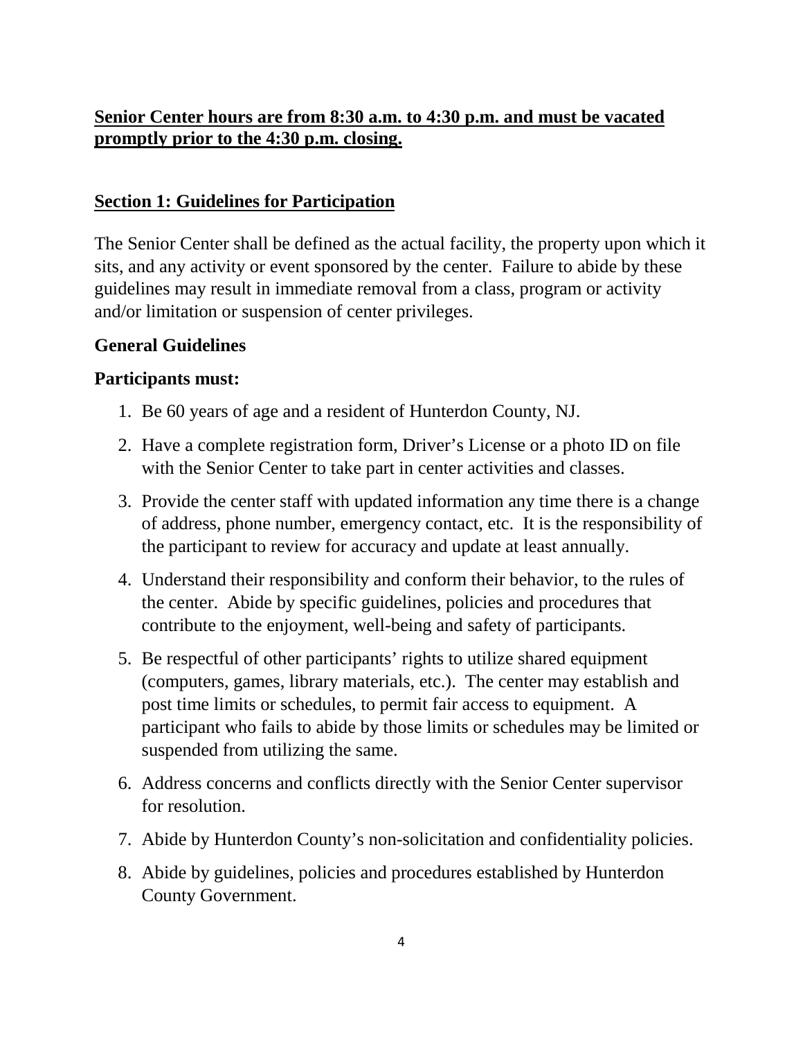**<u>Senior Center hours are from 8:30 a.m. to 4:30 p.m. and must be vacated promptly prior to the 4:30 p.m. closing.</u>**

## <u>Section 1: Guidelines for Participation</u>

The Senior Center shall be defined as the actual facility, the property upon which it sits, and any activity or event sponsored by the center. Failure to abide by these guidelines may result in immediate removal from a class, program or activity and/or limitation or suspension of center privileges.

### General Guidelines

### Participants must:

1. Be 60 years of age and a resident of Hunterdon County, NJ.
2. Have a complete registration form, Driver's License or a photo ID on file with the Senior Center to take part in center activities and classes.
3. Provide the center staff with updated information any time there is a change of address, phone number, emergency contact, etc. It is the responsibility of the participant to review for accuracy and update at least annually.
4. Understand their responsibility and conform their behavior, to the rules of the center. Abide by specific guidelines, policies and procedures that contribute to the enjoyment, well-being and safety of participants.
5. Be respectful of other participants' rights to utilize shared equipment (computers, games, library materials, etc.). The center may establish and post time limits or schedules, to permit fair access to equipment. A participant who fails to abide by those limits or schedules may be limited or suspended from utilizing the same.
6. Address concerns and conflicts directly with the Senior Center supervisor for resolution.
7. Abide by Hunterdon County's non-solicitation and confidentiality policies.
8. Abide by guidelines, policies and procedures established by Hunterdon County Government.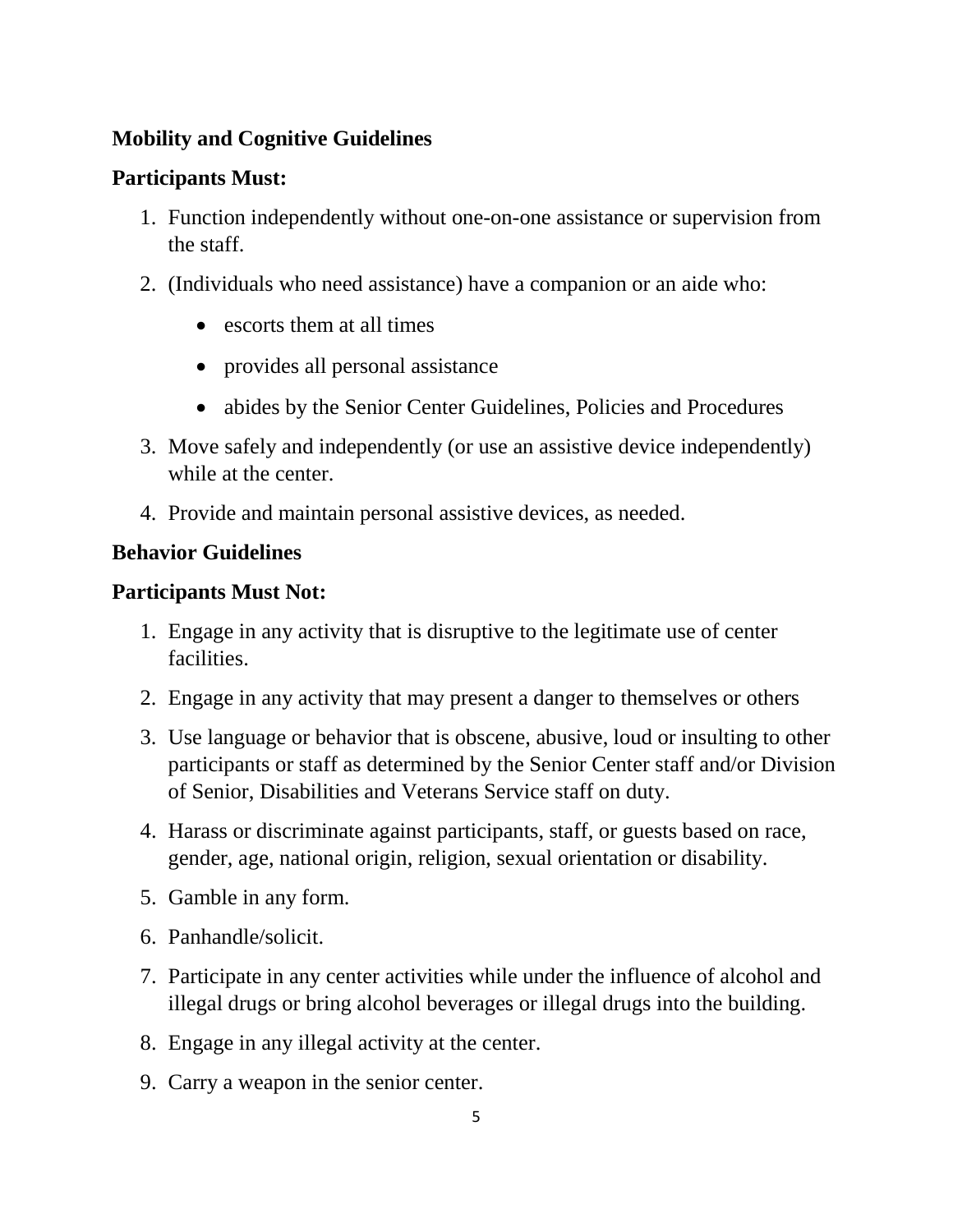**Mobility and Cognitive Guidelines**

**Participants Must:**

1. Function independently without one-on-one assistance or supervision from the staff.
2. (Individuals who need assistance) have a companion or an aide who:
   - escorts them at all times
   - provides all personal assistance
   - abides by the Senior Center Guidelines, Policies and Procedures
3. Move safely and independently (or use an assistive device independently) while at the center.
4. Provide and maintain personal assistive devices, as needed.

**Behavior Guidelines**

**Participants Must Not:**

1. Engage in any activity that is disruptive to the legitimate use of center facilities.
2. Engage in any activity that may present a danger to themselves or others
3. Use language or behavior that is obscene, abusive, loud or insulting to other participants or staff as determined by the Senior Center staff and/or Division of Senior, Disabilities and Veterans Service staff on duty.
4. Harass or discriminate against participants, staff, or guests based on race, gender, age, national origin, religion, sexual orientation or disability.
5. Gamble in any form.
6. Panhandle/solicit.
7. Participate in any center activities while under the influence of alcohol and illegal drugs or bring alcohol beverages or illegal drugs into the building.
8. Engage in any illegal activity at the center.
9. Carry a weapon in the senior center.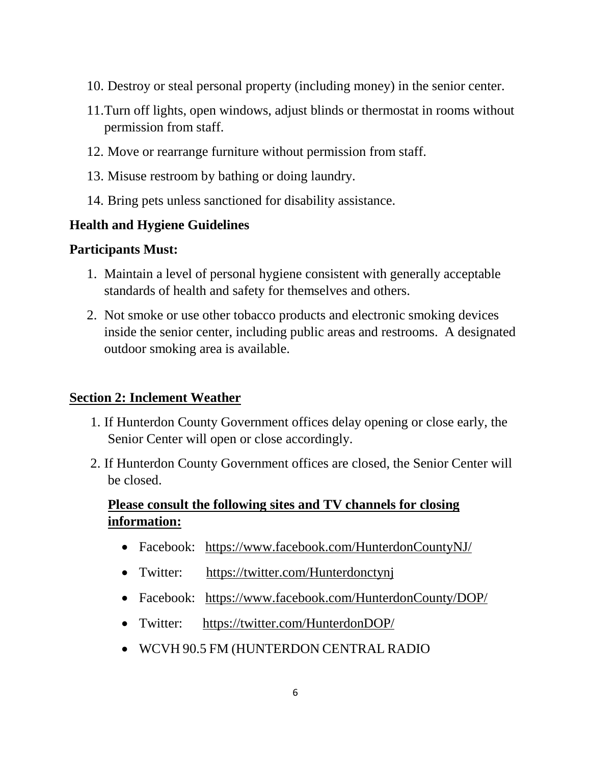10. Destroy or steal personal property (including money) in the senior center.
11. Turn off lights, open windows, adjust blinds or thermostat in rooms without permission from staff.
12. Move or rearrange furniture without permission from staff.
13. Misuse restroom by bathing or doing laundry.
14. Bring pets unless sanctioned for disability assistance.

**Health and Hygiene Guidelines**

**Participants Must:**

1. Maintain a level of personal hygiene consistent with generally acceptable standards of health and safety for themselves and others.
2. Not smoke or use other tobacco products and electronic smoking devices inside the senior center, including public areas and restrooms. A designated outdoor smoking area is available.

## <u>Section 2: Inclement Weather</u>

1. If Hunterdon County Government offices delay opening or close early, the Senior Center will open or close accordingly.
2. If Hunterdon County Government offices are closed, the Senior Center will be closed.

**<u>Please consult the following sites and TV channels for closing information:</u>**

- Facebook: https://www.facebook.com/HunterdonCountyNJ/
- Twitter: https://twitter.com/Hunterdonctynj
- Facebook: https://www.facebook.com/HunterdonCounty/DOP/
- Twitter: https://twitter.com/HunterdonDOP/
- WCVH 90.5 FM (HUNTERDON CENTRAL RADIO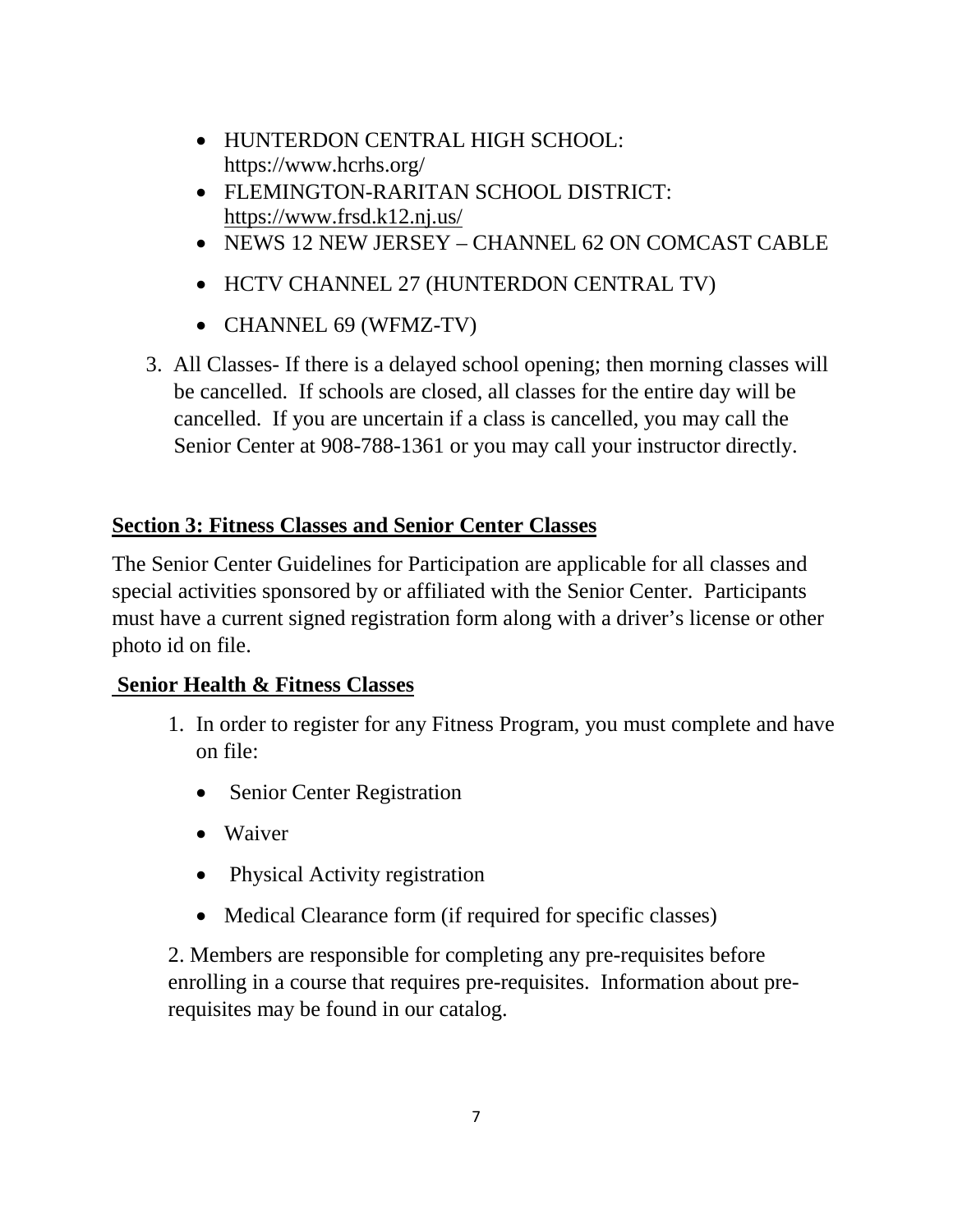- HUNTERDON CENTRAL HIGH SCHOOL: https://www.hcrhs.org/
- FLEMINGTON-RARITAN SCHOOL DISTRICT: https://www.frsd.k12.nj.us/
- NEWS 12 NEW JERSEY – CHANNEL 62 ON COMCAST CABLE
- HCTV CHANNEL 27 (HUNTERDON CENTRAL TV)
- CHANNEL 69 (WFMZ-TV)

3. All Classes- If there is a delayed school opening; then morning classes will be cancelled. If schools are closed, all classes for the entire day will be cancelled. If you are uncertain if a class is cancelled, you may call the Senior Center at 908-788-1361 or you may call your instructor directly.

## Section 3: Fitness Classes and Senior Center Classes

The Senior Center Guidelines for Participation are applicable for all classes and special activities sponsored by or affiliated with the Senior Center. Participants must have a current signed registration form along with a driver's license or other photo id on file.

### Senior Health & Fitness Classes

1. In order to register for any Fitness Program, you must complete and have on file:
   - Senior Center Registration
   - Waiver
   - Physical Activity registration
   - Medical Clearance form (if required for specific classes)

2. Members are responsible for completing any pre-requisites before enrolling in a course that requires pre-requisites. Information about pre-requisites may be found in our catalog.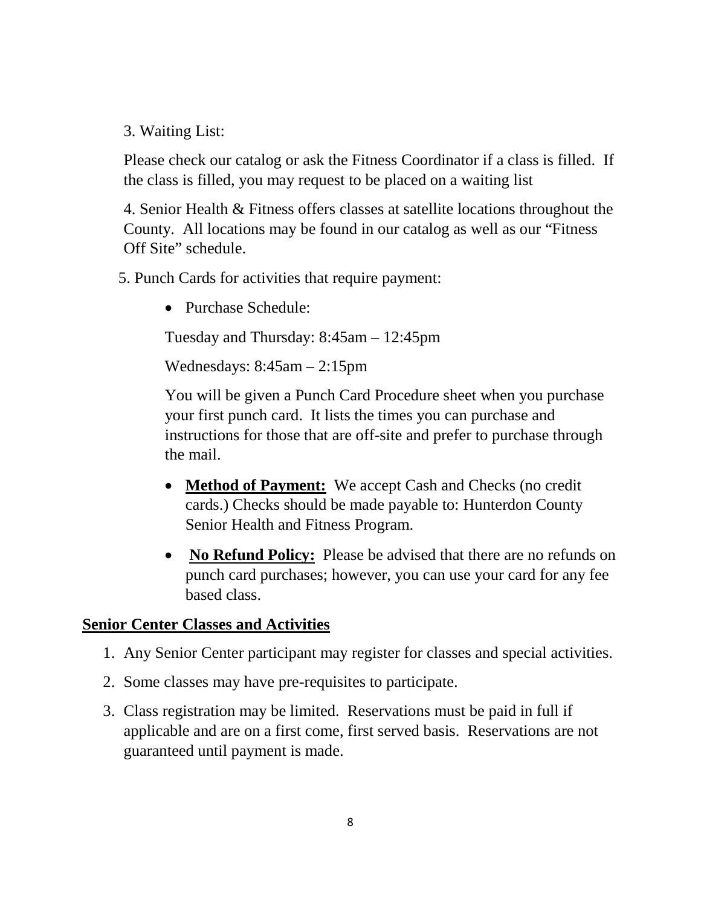3. Waiting List:

Please check our catalog or ask the Fitness Coordinator if a class is filled. If the class is filled, you may request to be placed on a waiting list

4. Senior Health & Fitness offers classes at satellite locations throughout the County. All locations may be found in our catalog as well as our "Fitness Off Site" schedule.

5. Punch Cards for activities that require payment:

- Purchase Schedule:

  Tuesday and Thursday: 8:45am – 12:45pm

  Wednesdays: 8:45am – 2:15pm

  You will be given a Punch Card Procedure sheet when you purchase your first punch card. It lists the times you can purchase and instructions for those that are off-site and prefer to purchase through the mail.

- **Method of Payment:** We accept Cash and Checks (no credit cards.) Checks should be made payable to: Hunterdon County Senior Health and Fitness Program.

- **No Refund Policy:** Please be advised that there are no refunds on punch card purchases; however, you can use your card for any fee based class.

## Senior Center Classes and Activities

1. Any Senior Center participant may register for classes and special activities.
2. Some classes may have pre-requisites to participate.
3. Class registration may be limited. Reservations must be paid in full if applicable and are on a first come, first served basis. Reservations are not guaranteed until payment is made.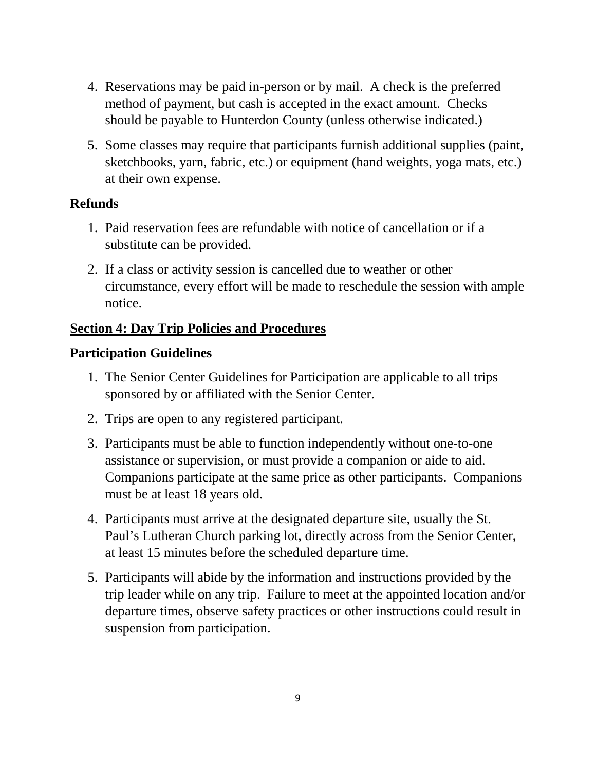4. Reservations may be paid in-person or by mail. A check is the preferred method of payment, but cash is accepted in the exact amount. Checks should be payable to Hunterdon County (unless otherwise indicated.)

5. Some classes may require that participants furnish additional supplies (paint, sketchbooks, yarn, fabric, etc.) or equipment (hand weights, yoga mats, etc.) at their own expense.

### Refunds

1. Paid reservation fees are refundable with notice of cancellation or if a substitute can be provided.

2. If a class or activity session is cancelled due to weather or other circumstance, every effort will be made to reschedule the session with ample notice.

## <u>Section 4: Day Trip Policies and Procedures</u>

### Participation Guidelines

1. The Senior Center Guidelines for Participation are applicable to all trips sponsored by or affiliated with the Senior Center.

2. Trips are open to any registered participant.

3. Participants must be able to function independently without one-to-one assistance or supervision, or must provide a companion or aide to aid. Companions participate at the same price as other participants. Companions must be at least 18 years old.

4. Participants must arrive at the designated departure site, usually the St. Paul's Lutheran Church parking lot, directly across from the Senior Center, at least 15 minutes before the scheduled departure time.

5. Participants will abide by the information and instructions provided by the trip leader while on any trip. Failure to meet at the appointed location and/or departure times, observe safety practices or other instructions could result in suspension from participation.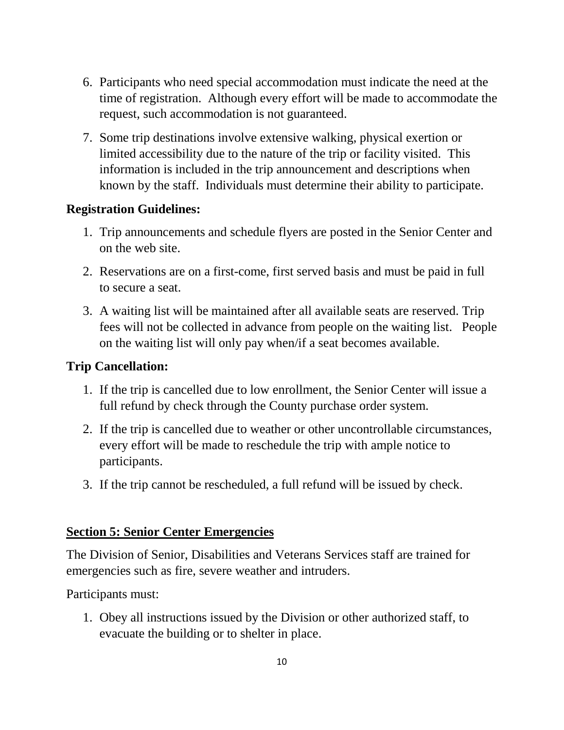6. Participants who need special accommodation must indicate the need at the time of registration. Although every effort will be made to accommodate the request, such accommodation is not guaranteed.
7. Some trip destinations involve extensive walking, physical exertion or limited accessibility due to the nature of the trip or facility visited. This information is included in the trip announcement and descriptions when known by the staff. Individuals must determine their ability to participate.

**Registration Guidelines:**

1. Trip announcements and schedule flyers are posted in the Senior Center and on the web site.
2. Reservations are on a first-come, first served basis and must be paid in full to secure a seat.
3. A waiting list will be maintained after all available seats are reserved. Trip fees will not be collected in advance from people on the waiting list. People on the waiting list will only pay when/if a seat becomes available.

**Trip Cancellation:**

1. If the trip is cancelled due to low enrollment, the Senior Center will issue a full refund by check through the County purchase order system.
2. If the trip is cancelled due to weather or other uncontrollable circumstances, every effort will be made to reschedule the trip with ample notice to participants.
3. If the trip cannot be rescheduled, a full refund will be issued by check.

## Section 5: Senior Center Emergencies

The Division of Senior, Disabilities and Veterans Services staff are trained for emergencies such as fire, severe weather and intruders.

Participants must:

1. Obey all instructions issued by the Division or other authorized staff, to evacuate the building or to shelter in place.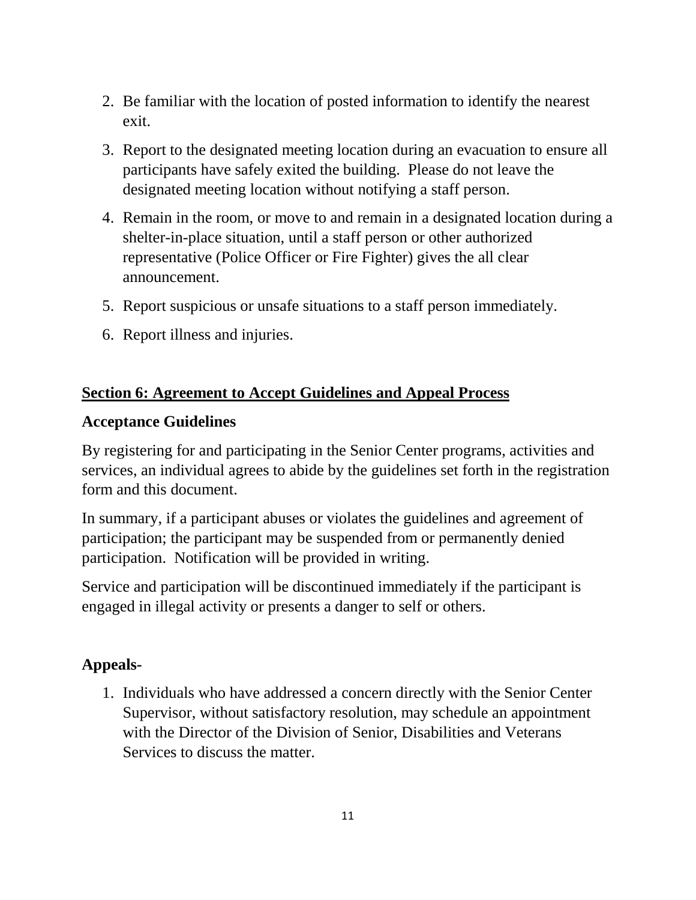2. Be familiar with the location of posted information to identify the nearest exit.
3. Report to the designated meeting location during an evacuation to ensure all participants have safely exited the building. Please do not leave the designated meeting location without notifying a staff person.
4. Remain in the room, or move to and remain in a designated location during a shelter-in-place situation, until a staff person or other authorized representative (Police Officer or Fire Fighter) gives the all clear announcement.
5. Report suspicious or unsafe situations to a staff person immediately.
6. Report illness and injuries.

## Section 6: Agreement to Accept Guidelines and Appeal Process

### Acceptance Guidelines

By registering for and participating in the Senior Center programs, activities and services, an individual agrees to abide by the guidelines set forth in the registration form and this document.

In summary, if a participant abuses or violates the guidelines and agreement of participation; the participant may be suspended from or permanently denied participation. Notification will be provided in writing.

Service and participation will be discontinued immediately if the participant is engaged in illegal activity or presents a danger to self or others.

### Appeals-

1. Individuals who have addressed a concern directly with the Senior Center Supervisor, without satisfactory resolution, may schedule an appointment with the Director of the Division of Senior, Disabilities and Veterans Services to discuss the matter.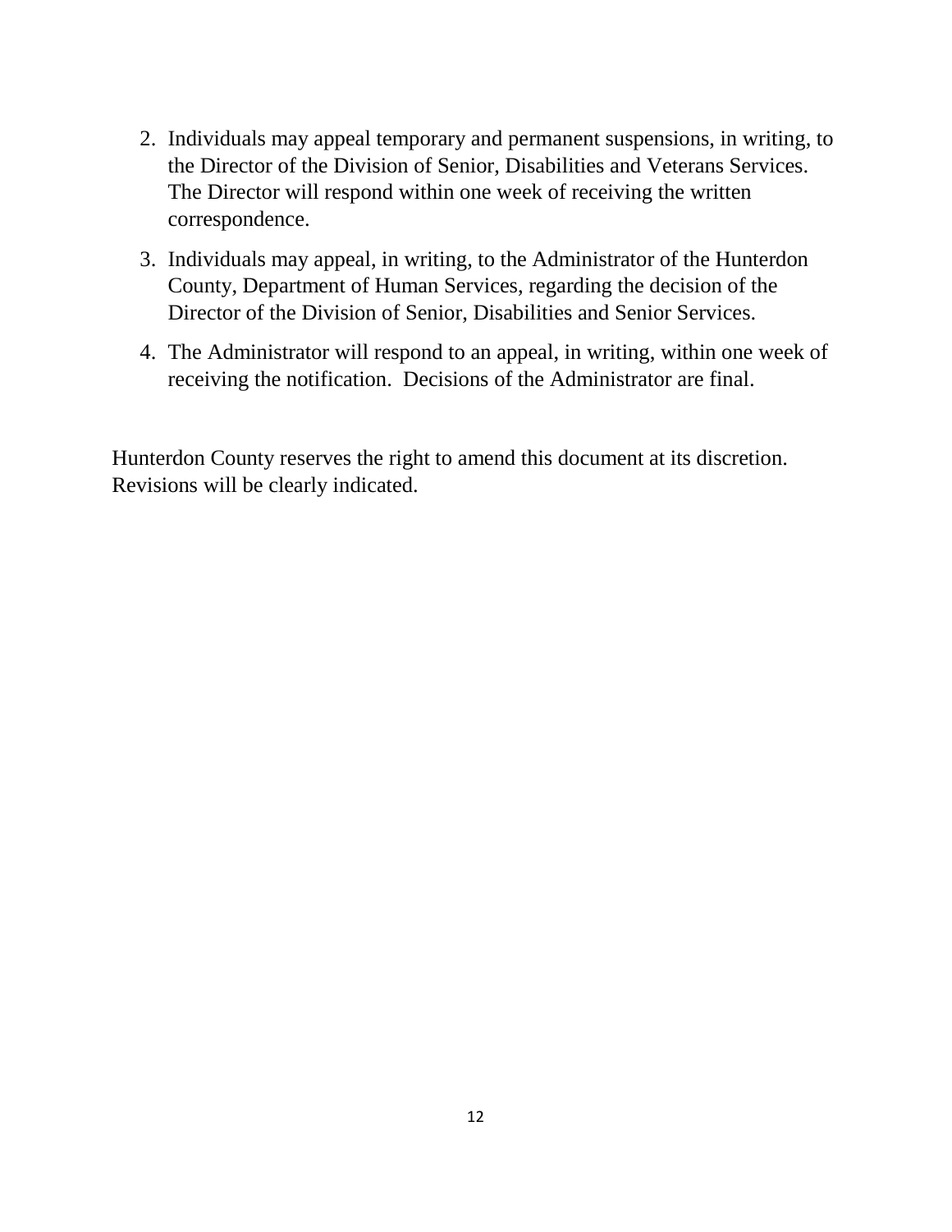2. Individuals may appeal temporary and permanent suspensions, in writing, to the Director of the Division of Senior, Disabilities and Veterans Services. The Director will respond within one week of receiving the written correspondence.
3. Individuals may appeal, in writing, to the Administrator of the Hunterdon County, Department of Human Services, regarding the decision of the Director of the Division of Senior, Disabilities and Senior Services.
4. The Administrator will respond to an appeal, in writing, within one week of receiving the notification. Decisions of the Administrator are final.

Hunterdon County reserves the right to amend this document at its discretion. Revisions will be clearly indicated.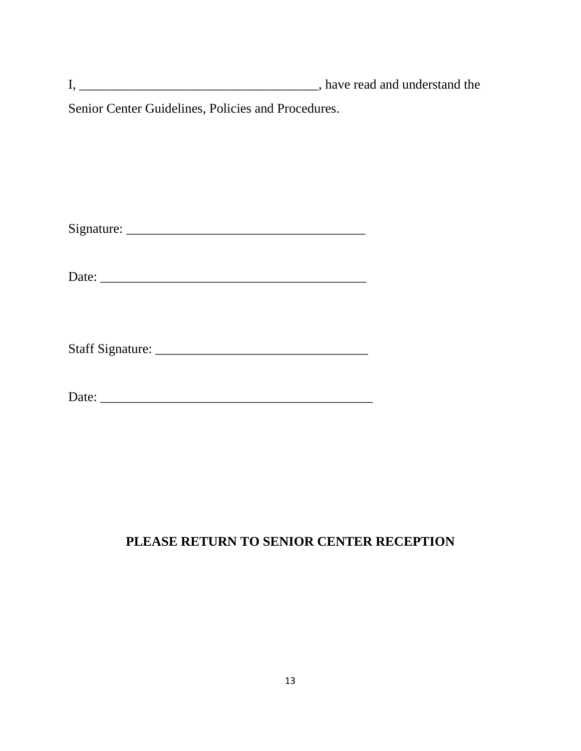I, ____________________________________, have read and understand the Senior Center Guidelines, Policies and Procedures.

Signature: _____________________________________

Date: __________________________________________

Staff Signature: _________________________________

Date: ___________________________________________

**PLEASE RETURN TO SENIOR CENTER RECEPTION**